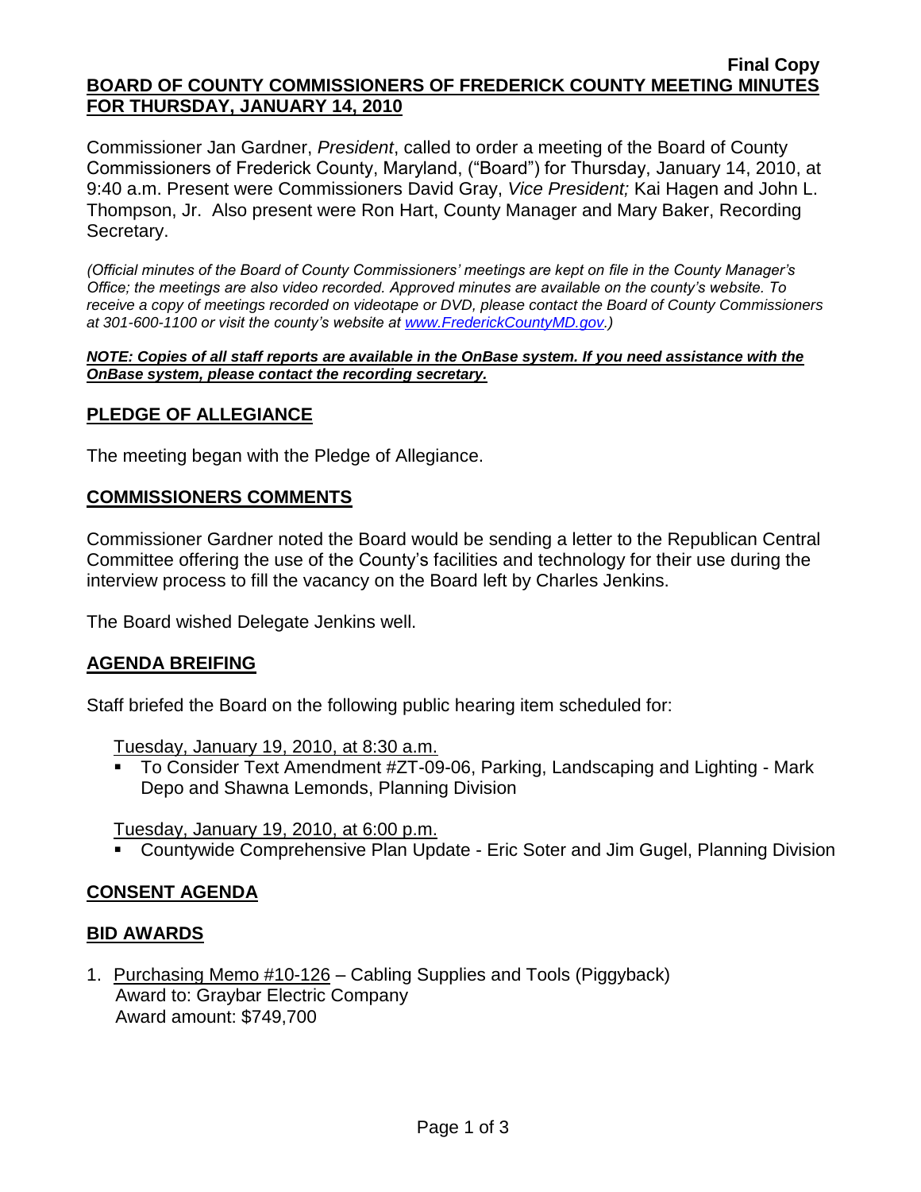**Final Copy**

**BOARD OF COUNTY COMMISSIONERS OF FREDERICK COUNTY MEETING MINUTES FOR THURSDAY, JANUARY 14, 2010**

Commissioner Jan Gardner, *President*, called to order a meeting of the Board of County Commissioners of Frederick County, Maryland, ("Board") for Thursday, January 14, 2010, at 9:40 a.m. Present were Commissioners David Gray, *Vice President;* Kai Hagen and John L. Thompson, Jr. Also present were Ron Hart, County Manager and Mary Baker, Recording Secretary.

*(Official minutes of the Board of County Commissioners' meetings are kept on file in the County Manager's Office; the meetings are also video recorded. Approved minutes are available on the county's website. To receive a copy of meetings recorded on videotape or DVD, please contact the Board of County Commissioners at 301-600-1100 or visit the county's website at www.FrederickCountyMD.gov.)*

***NOTE: Copies of all staff reports are available in the OnBase system. If you need assistance with the OnBase system, please contact the recording secretary.***

## PLEDGE OF ALLEGIANCE

The meeting began with the Pledge of Allegiance.

## COMMISSIONERS COMMENTS

Commissioner Gardner noted the Board would be sending a letter to the Republican Central Committee offering the use of the County's facilities and technology for their use during the interview process to fill the vacancy on the Board left by Charles Jenkins.

The Board wished Delegate Jenkins well.

## AGENDA BEIFING

Staff briefed the Board on the following public hearing item scheduled for:

Tuesday, January 19, 2010, at 8:30 a.m.

- To Consider Text Amendment #ZT-09-06, Parking, Landscaping and Lighting - Mark Depo and Shawna Lemonds, Planning Division

Tuesday, January 19, 2010, at 6:00 p.m.

- Countywide Comprehensive Plan Update - Eric Soter and Jim Gugel, Planning Division

## CONSENT AGENDA

## BID AWARDS

1. Purchasing Memo #10-126 – Cabling Supplies and Tools (Piggyback)
   Award to: Graybar Electric Company
   Award amount: $749,700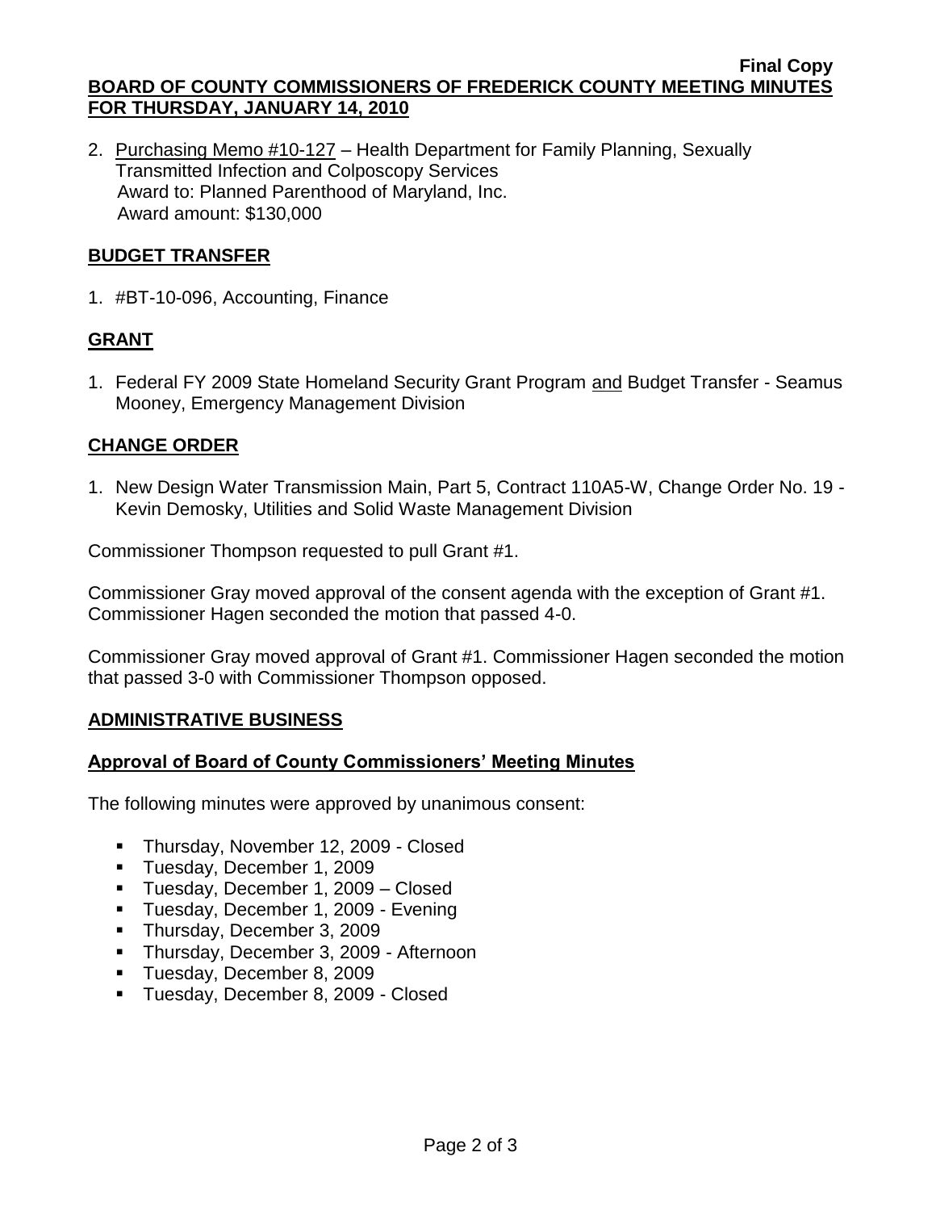2. Purchasing Memo #10-127 – Health Department for Family Planning, Sexually Transmitted Infection and Colposcopy Services
   Award to: Planned Parenthood of Maryland, Inc.
   Award amount: $130,000

## BUDGET TRANSFER

1. #BT-10-096, Accounting, Finance

## GRANT

1. Federal FY 2009 State Homeland Security Grant Program and Budget Transfer - Seamus Mooney, Emergency Management Division

## CHANGE ORDER

1. New Design Water Transmission Main, Part 5, Contract 110A5-W, Change Order No. 19 - Kevin Demosky, Utilities and Solid Waste Management Division

Commissioner Thompson requested to pull Grant #1.

Commissioner Gray moved approval of the consent agenda with the exception of Grant #1. Commissioner Hagen seconded the motion that passed 4-0.

Commissioner Gray moved approval of Grant #1. Commissioner Hagen seconded the motion that passed 3-0 with Commissioner Thompson opposed.

## ADMINISTRATIVE BUSINESS

### Approval of Board of County Commissioners' Meeting Minutes

The following minutes were approved by unanimous consent:

- Thursday, November 12, 2009 - Closed
- Tuesday, December 1, 2009
- Tuesday, December 1, 2009 – Closed
- Tuesday, December 1, 2009 - Evening
- Thursday, December 3, 2009
- Thursday, December 3, 2009 - Afternoon
- Tuesday, December 8, 2009
- Tuesday, December 8, 2009 - Closed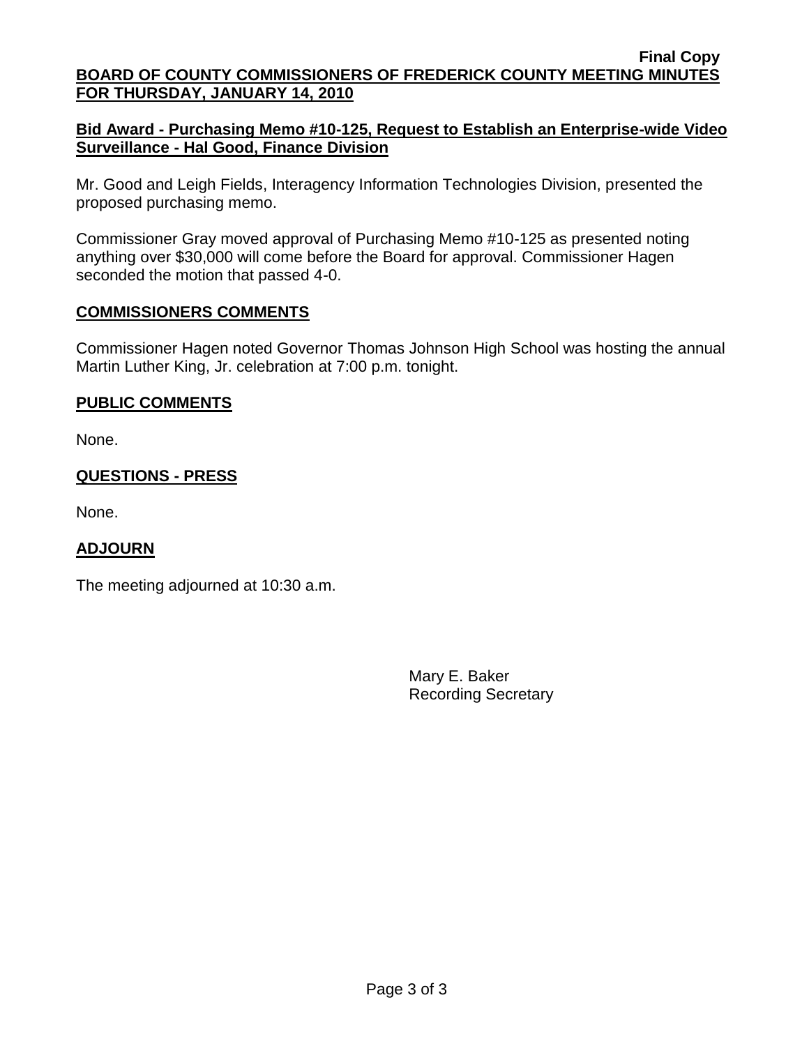**Final Copy**

**BOARD OF COUNTY COMMISSIONERS OF FREDERICK COUNTY MEETING MINUTES FOR THURSDAY, JANUARY 14, 2010**

**Bid Award - Purchasing Memo #10-125, Request to Establish an Enterprise-wide Video Surveillance - Hal Good, Finance Division**

Mr. Good and Leigh Fields, Interagency Information Technologies Division, presented the proposed purchasing memo.

Commissioner Gray moved approval of Purchasing Memo #10-125 as presented noting anything over $30,000 will come before the Board for approval. Commissioner Hagen seconded the motion that passed 4-0.

**COMMISSIONERS COMMENTS**

Commissioner Hagen noted Governor Thomas Johnson High School was hosting the annual Martin Luther King, Jr. celebration at 7:00 p.m. tonight.

**PUBLIC COMMENTS**

None.

**QUESTIONS - PRESS**

None.

**ADJOURN**

The meeting adjourned at 10:30 a.m.

Mary E. Baker
Recording Secretary